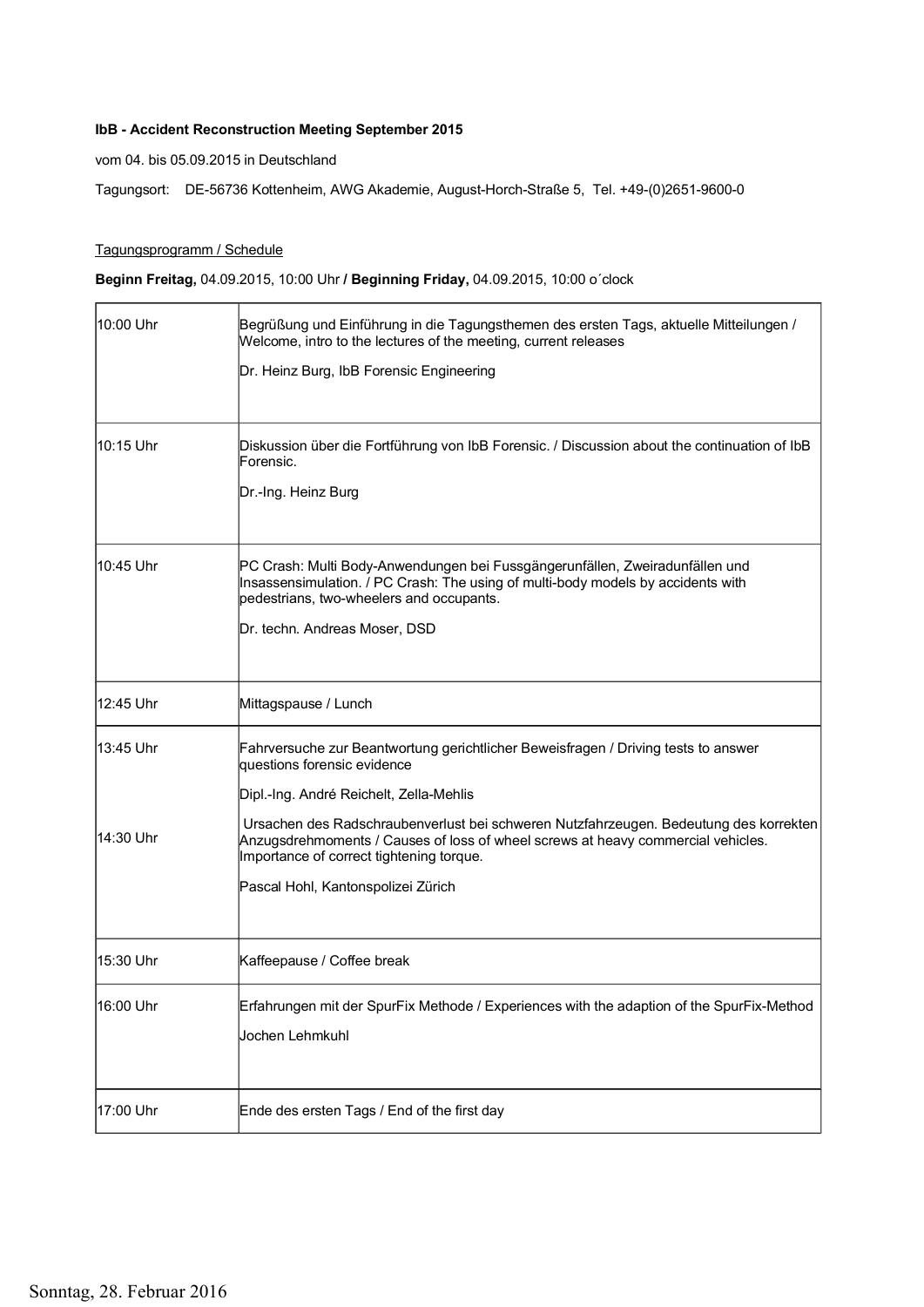**IbB - Accident Reconstruction Meeting September 2015**

vom 04. bis 05.09.2015 in Deutschland

Tagungsort: DE-56736 Kottenheim, AWG Akademie, August-Horch-Straße 5, Tel. +49-(0)2651-9600-0

Tagungsprogramm / Schedule

**Beginn Freitag,** 04.09.2015, 10:00 Uhr **/ Beginning Friday,** 04.09.2015, 10:00 o´clock

| | |
|---|---|
| 10:00 Uhr | Begrüßung und Einführung in die Tagungsthemen des ersten Tags, aktuelle Mitteilungen / Welcome, intro to the lectures of the meeting, current releases<br><br>Dr. Heinz Burg, IbB Forensic Engineering |
| 10:15 Uhr | Diskussion über die Fortführung von IbB Forensic. / Discussion about the continuation of IbB Forensic.<br><br>Dr.-Ing. Heinz Burg |
| 10:45 Uhr | PC Crash: Multi Body-Anwendungen bei Fussgängerunfällen, Zweiradunfällen und Insassensimulation. / PC Crash: The using of multi-body models by accidents with pedestrians, two-wheelers and occupants.<br><br>Dr. techn. Andreas Moser, DSD |
| 12:45 Uhr | Mittagspause / Lunch |
| 13:45 Uhr<br><br><br><br>14:30 Uhr | Fahrversuche zur Beantwortung gerichtlicher Beweisfragen / Driving tests to answer questions forensic evidence<br><br>Dipl.-Ing. André Reichelt, Zella-Mehlis<br><br>Ursachen des Radschraubenverlust bei schweren Nutzfahrzeugen. Bedeutung des korrekten Anzugsdrehmoments / Causes of loss of wheel screws at heavy commercial vehicles. Importance of correct tightening torque.<br><br>Pascal Hohl, Kantonspolizei Zürich |
| 15:30 Uhr | Kaffeepause / Coffee break |
| 16:00 Uhr | Erfahrungen mit der SpurFix Methode / Experiences with the adaption of the SpurFix-Method<br><br>Jochen Lehmkuhl |
| 17:00 Uhr | Ende des ersten Tags / End of the first day |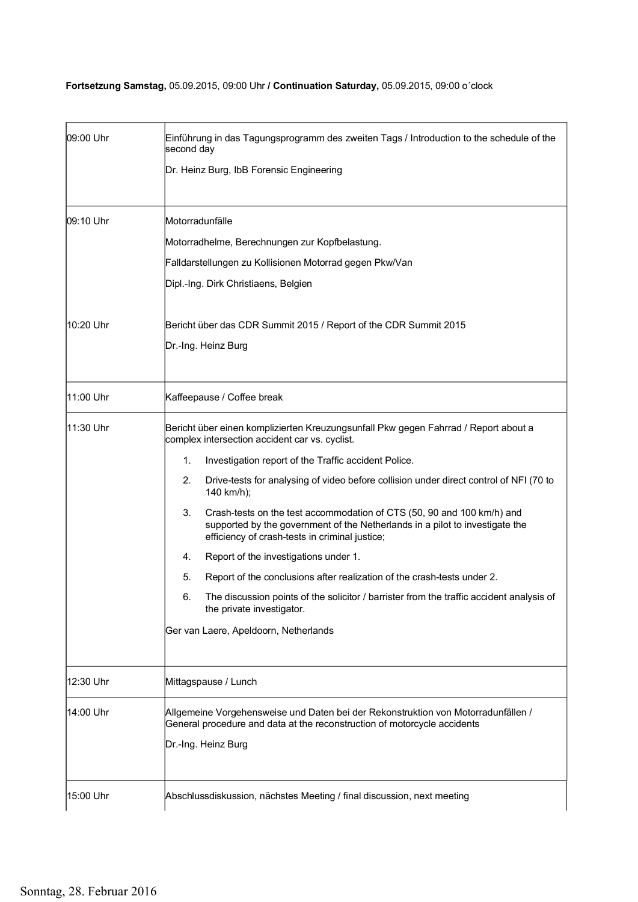**Fortsetzung Samstag,** 05.09.2015, 09:00 Uhr **/ Continuation Saturday,** 05.09.2015, 09:00 o´clock

| | |
|---|---|
| 09:00 Uhr | Einführung in das Tagungsprogramm des zweiten Tags / Introduction to the schedule of the second day<br><br>Dr. Heinz Burg, IbB Forensic Engineering |
| 09:10 Uhr<br><br><br><br><br>10:20 Uhr | Motorradunfälle<br><br>Motorradhelme, Berechnungen zur Kopfbelastung.<br><br>Falldarstellungen zu Kollisionen Motorrad gegen Pkw/Van<br><br>Dipl.-Ing. Dirk Christiaens, Belgien<br><br>Bericht über das CDR Summit 2015 / Report of the CDR Summit 2015<br><br>Dr.-Ing. Heinz Burg |
| 11:00 Uhr | Kaffeepause / Coffee break |
| 11:30 Uhr | Bericht über einen komplizierten Kreuzungsunfall Pkw gegen Fahrrad / Report about a complex intersection accident car vs. cyclist.<br><br>1. Investigation report of the Traffic accident Police.<br>2. Drive-tests for analysing of video before collision under direct control of NFI (70 to 140 km/h);<br>3. Crash-tests on the test accommodation of CTS (50, 90 and 100 km/h) and supported by the government of the Netherlands in a pilot to investigate the efficiency of crash-tests in criminal justice;<br>4. Report of the investigations under 1.<br>5. Report of the conclusions after realization of the crash-tests under 2.<br>6. The discussion points of the solicitor / barrister from the traffic accident analysis of the private investigator.<br><br>Ger van Laere, Apeldoorn, Netherlands |
| 12:30 Uhr | Mittagspause / Lunch |
| 14:00 Uhr | Allgemeine Vorgehensweise und Daten bei der Rekonstruktion von Motorradunfällen / General procedure and data at the reconstruction of motorcycle accidents<br><br>Dr.-Ing. Heinz Burg |
| 15:00 Uhr | Abschlussdiskussion, nächstes Meeting / final discussion, next meeting |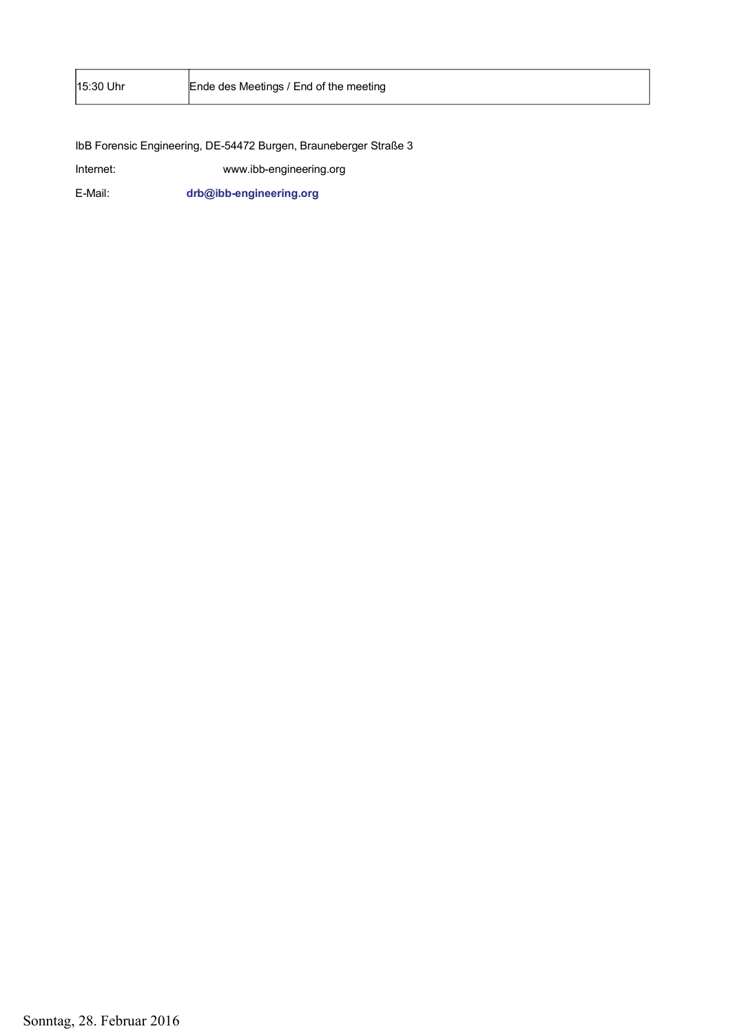| | |
|---|---|
| 15:30 Uhr | Ende des Meetings / End of the meeting |

IbB Forensic Engineering, DE-54472 Burgen, Brauneberger Straße 3

Internet: www.ibb-engineering.org

E-Mail: **drb@ibb-engineering.org**